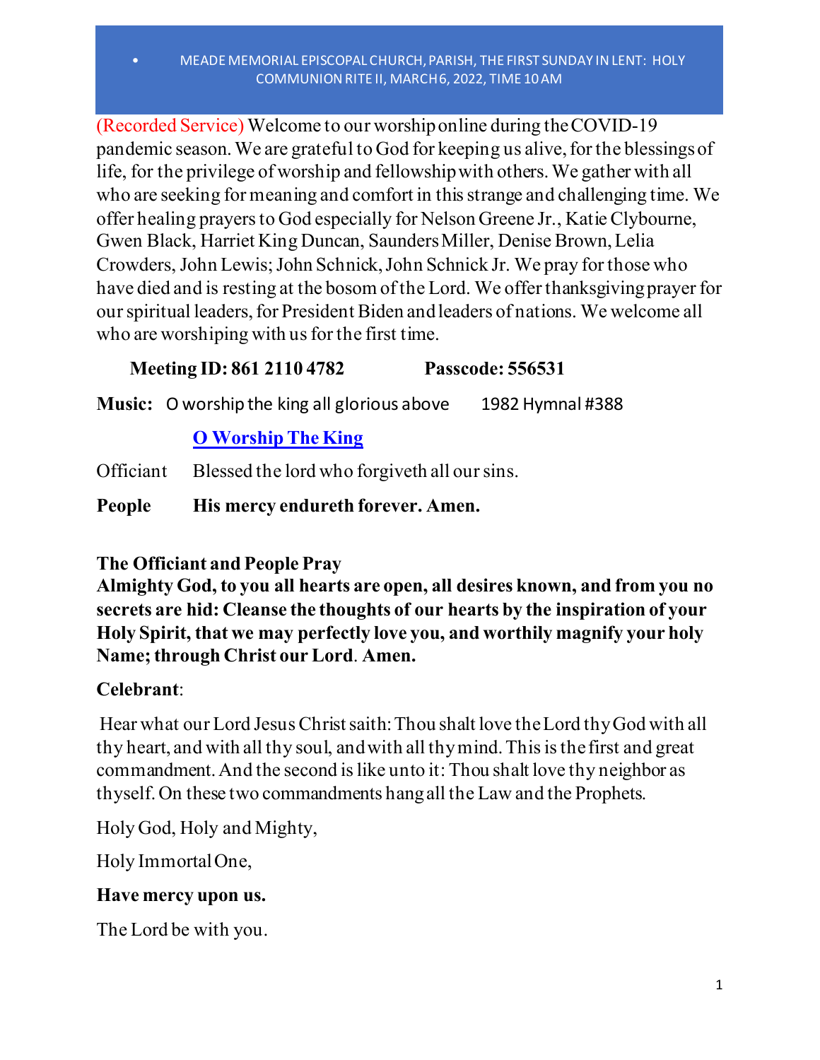- MEADE MEMORIAL EPISCOPAL CHURCH, PARISH, THE FIRST SUNDAY IN LENT: HOLY COMMUNION RITE II, MARCH 6, 2022, TIME 10 AM

(Recorded Service) Welcome to our worship online during the COVID-19 pandemic season. We are grateful to God for keeping us alive, for the blessings of life, for the privilege of worship and fellowship with others. We gather with all who are seeking for meaning and comfort in this strange and challenging time. We offer healing prayers to God especially for Nelson Greene Jr., Katie Clybourne, Gwen Black, Harriet King Duncan, Saunders Miller, Denise Brown, Lelia Crowders, John Lewis; John Schnick, John Schnick Jr. We pray for those who have died and is resting at the bosom of the Lord. We offer thanksgiving prayer for our spiritual leaders, for President Biden and leaders of nations. We welcome all who are worshiping with us for the first time.

**Meeting ID: 861 2110 4782** **Passcode: 556531**

**Music:** O worship the king all glorious above 1982 Hymnal #388

**O Worship The King**

Officiant Blessed the lord who forgiveth all our sins.

**People His mercy endureth forever. Amen.**

**The Officiant and People Pray**

**Almighty God, to you all hearts are open, all desires known, and from you no secrets are hid: Cleanse the thoughts of our hearts by the inspiration of your Holy Spirit, that we may perfectly love you, and worthily magnify your holy Name; through Christ our Lord. Amen.**

**Celebrant**:

Hear what our Lord Jesus Christ saith: Thou shalt love the Lord thy God with all thy heart, and with all thy soul, and with all thy mind. This is the first and great commandment. And the second is like unto it: Thou shalt love thy neighbor as thyself. On these two commandments hang all the Law and the Prophets.

Holy God, Holy and Mighty,

Holy Immortal One,

**Have mercy upon us.**

The Lord be with you.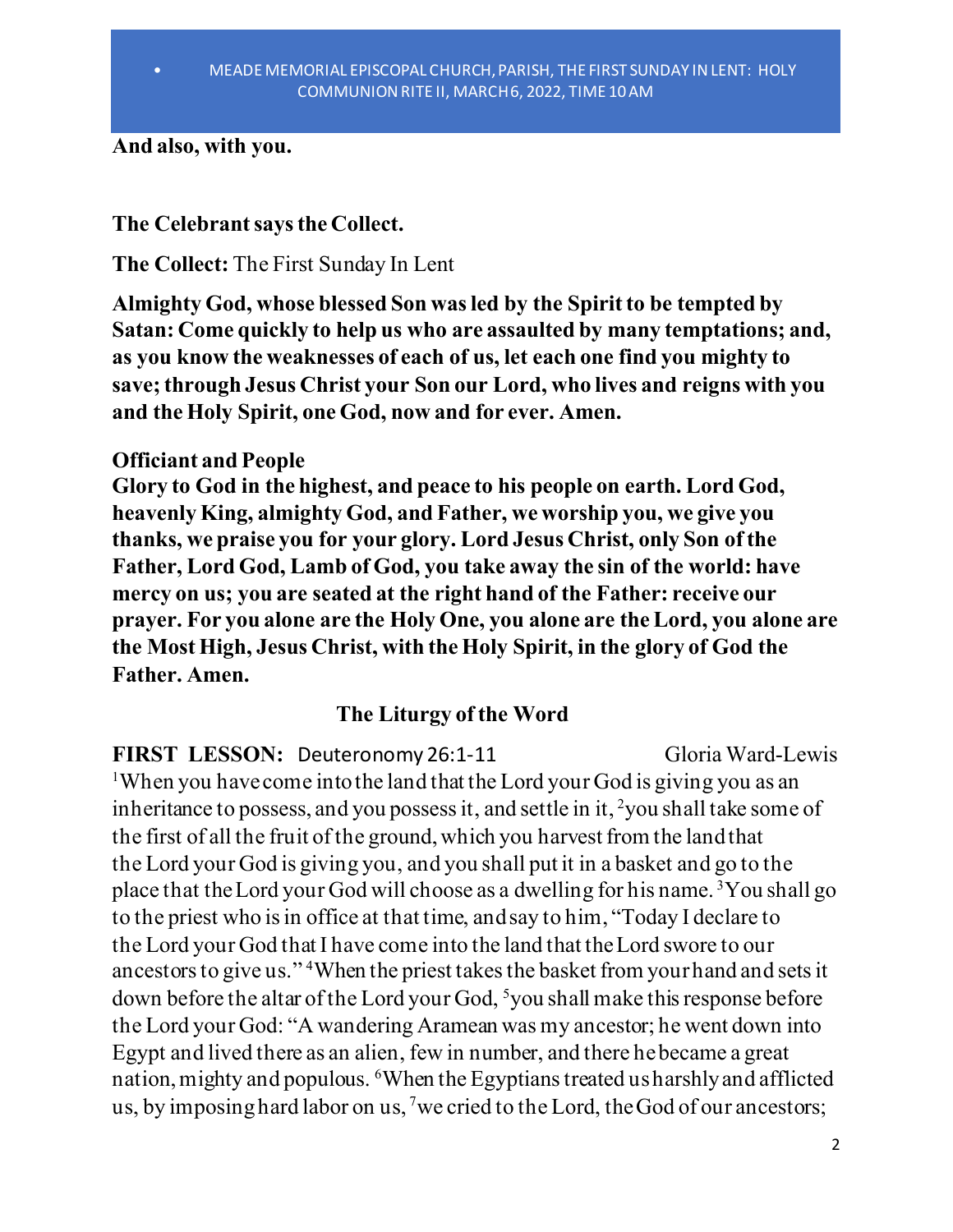**And also, with you.**

**The Celebrant says the Collect.**

**The Collect:** The First Sunday In Lent

**Almighty God, whose blessed Son was led by the Spirit to be tempted by Satan: Come quickly to help us who are assaulted by many temptations; and, as you know the weaknesses of each of us, let each one find you mighty to save; through Jesus Christ your Son our Lord, who lives and reigns with you and the Holy Spirit, one God, now and for ever. Amen.**

**Officiant and People**
**Glory to God in the highest, and peace to his people on earth. Lord God, heavenly King, almighty God, and Father, we worship you, we give you thanks, we praise you for your glory. Lord Jesus Christ, only Son of the Father, Lord God, Lamb of God, you take away the sin of the world: have mercy on us; you are seated at the right hand of the Father: receive our prayer. For you alone are the Holy One, you alone are the Lord, you alone are the Most High, Jesus Christ, with the Holy Spirit, in the glory of God the Father. Amen.**

## The Liturgy of the Word

**FIRST LESSON:** Deuteronomy 26:1-11 Gloria Ward-Lewis

[1]When you have come into the land that the Lord your God is giving you as an inheritance to possess, and you possess it, and settle in it, [2]you shall take some of the first of all the fruit of the ground, which you harvest from the land that the Lord your God is giving you, and you shall put it in a basket and go to the place that the Lord your God will choose as a dwelling for his name. [3]You shall go to the priest who is in office at that time, and say to him, "Today I declare to the Lord your God that I have come into the land that the Lord swore to our ancestors to give us." [4]When the priest takes the basket from your hand and sets it down before the altar of the Lord your God, [5]you shall make this response before the Lord your God: "A wandering Aramean was my ancestor; he went down into Egypt and lived there as an alien, few in number, and there he became a great nation, mighty and populous. [6]When the Egyptians treated us harshly and afflicted us, by imposing hard labor on us, [7]we cried to the Lord, the God of our ancestors;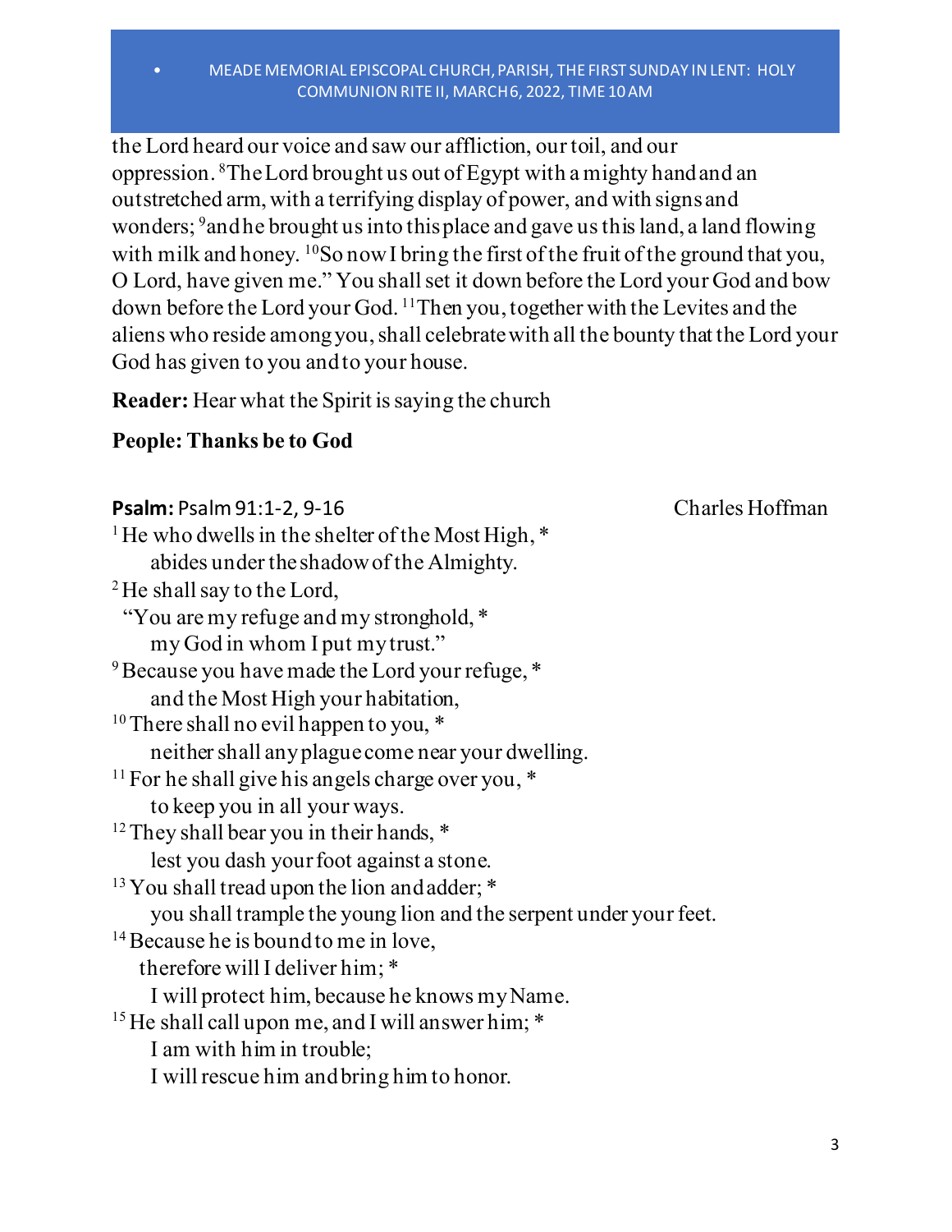the Lord heard our voice and saw our affliction, our toil, and our oppression. [8]The Lord brought us out of Egypt with a mighty hand and an outstretched arm, with a terrifying display of power, and with signs and wonders; [9]and he brought us into this place and gave us this land, a land flowing with milk and honey. [10]So now I bring the first of the fruit of the ground that you, O Lord, have given me." You shall set it down before the Lord your God and bow down before the Lord your God. [11]Then you, together with the Levites and the aliens who reside among you, shall celebrate with all the bounty that the Lord your God has given to you and to your house.

**Reader:** Hear what the Spirit is saying the church

**People: Thanks be to God**

**Psalm:** Psalm 91:1-2, 9-16 Charles Hoffman

[1] He who dwells in the shelter of the Most High, *
  abides under the shadow of the Almighty.
[2] He shall say to the Lord,
 "You are my refuge and my stronghold, *
  my God in whom I put my trust."
[9] Because you have made the Lord your refuge, *
  and the Most High your habitation,
[10] There shall no evil happen to you, *
  neither shall any plague come near your dwelling.
[11] For he shall give his angels charge over you, *
  to keep you in all your ways.
[12] They shall bear you in their hands, *
  lest you dash your foot against a stone.
[13] You shall tread upon the lion and adder; *
  you shall trample the young lion and the serpent under your feet.
[14] Because he is bound to me in love,
 therefore will I deliver him; *
  I will protect him, because he knows my Name.
[15] He shall call upon me, and I will answer him; *
  I am with him in trouble;
  I will rescue him and bring him to honor.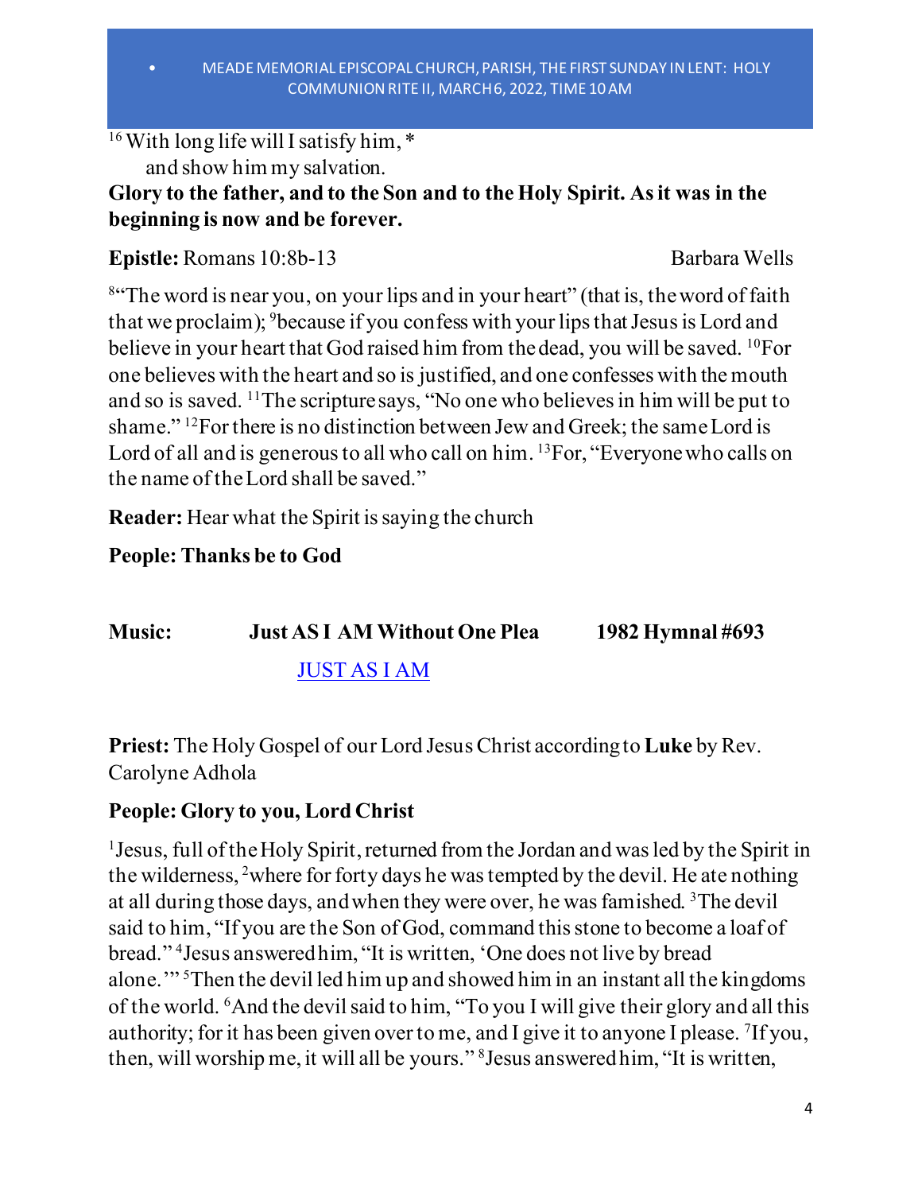[16] With long life will I satisfy him, *
and show him my salvation.

**Glory to the father, and to the Son and to the Holy Spirit. As it was in the beginning is now and be forever.**

**Epistle:** Romans 10:8b-13 Barbara Wells

[8]"The word is near you, on your lips and in your heart" (that is, the word of faith that we proclaim); [9]because if you confess with your lips that Jesus is Lord and believe in your heart that God raised him from the dead, you will be saved. [10]For one believes with the heart and so is justified, and one confesses with the mouth and so is saved. [11]The scripture says, "No one who believes in him will be put to shame." [12]For there is no distinction between Jew and Greek; the same Lord is Lord of all and is generous to all who call on him. [13]For, "Everyone who calls on the name of the Lord shall be saved."

**Reader:** Hear what the Spirit is saying the church

**People: Thanks be to God**

**Music: Just AS I AM Without One Plea 1982 Hymnal #693**

[JUST AS I AM]

**Priest:** The Holy Gospel of our Lord Jesus Christ according to **Luke** by Rev. Carolyne Adhola

**People: Glory to you, Lord Christ**

[1]Jesus, full of the Holy Spirit, returned from the Jordan and was led by the Spirit in the wilderness, [2]where for forty days he was tempted by the devil. He ate nothing at all during those days, and when they were over, he was famished. [3]The devil said to him, "If you are the Son of God, command this stone to become a loaf of bread." [4]Jesus answered him, "It is written, 'One does not live by bread alone.'" [5]Then the devil led him up and showed him in an instant all the kingdoms of the world. [6]And the devil said to him, "To you I will give their glory and all this authority; for it has been given over to me, and I give it to anyone I please. [7]If you, then, will worship me, it will all be yours." [8]Jesus answered him, "It is written,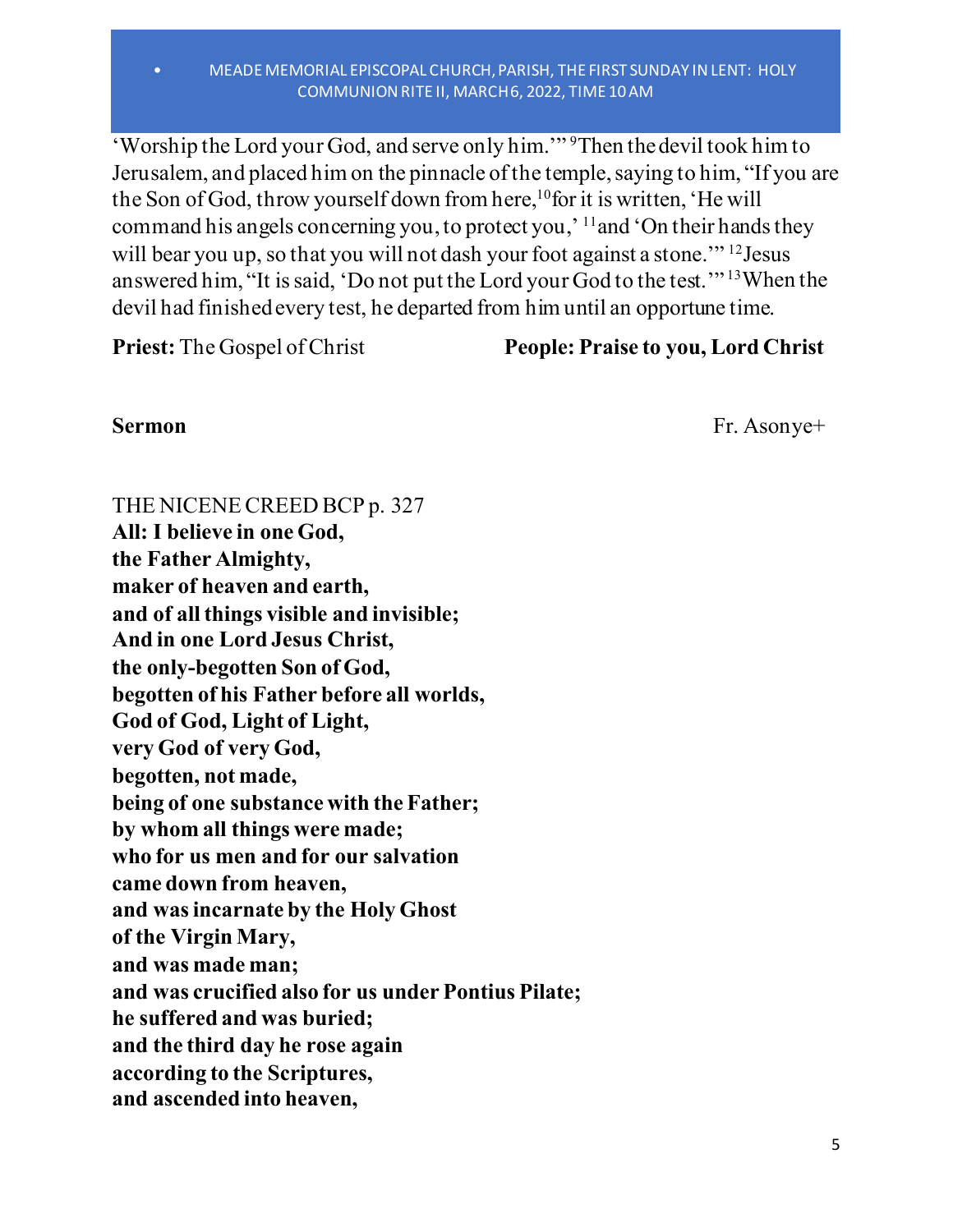'Worship the Lord your God, and serve only him.'" [9]Then the devil took him to Jerusalem, and placed him on the pinnacle of the temple, saying to him, "If you are the Son of God, throw yourself down from here,[10]for it is written, 'He will command his angels concerning you, to protect you,' [11]and 'On their hands they will bear you up, so that you will not dash your foot against a stone.'" [12]Jesus answered him, "It is said, 'Do not put the Lord your God to the test.'" [13]When the devil had finished every test, he departed from him until an opportune time.

**Priest:** The Gospel of Christ **People: Praise to you, Lord Christ**

**Sermon** Fr. Asonye+

THE NICENE CREED BCP p. 327

**All: I believe in one God,**
**the Father Almighty,**
**maker of heaven and earth,**
**and of all things visible and invisible;**
**And in one Lord Jesus Christ,**
**the only-begotten Son of God,**
**begotten of his Father before all worlds,**
**God of God, Light of Light,**
**very God of very God,**
**begotten, not made,**
**being of one substance with the Father;**
**by whom all things were made;**
**who for us men and for our salvation**
**came down from heaven,**
**and was incarnate by the Holy Ghost**
**of the Virgin Mary,**
**and was made man;**
**and was crucified also for us under Pontius Pilate;**
**he suffered and was buried;**
**and the third day he rose again**
**according to the Scriptures,**
**and ascended into heaven,**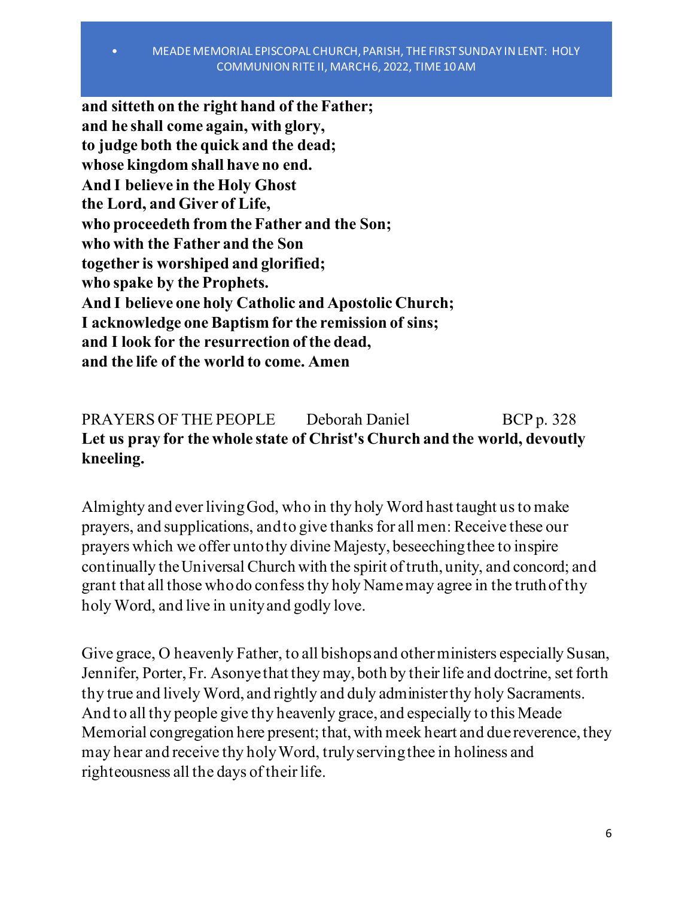**and sitteth on the right hand of the Father;**
**and he shall come again, with glory,**
**to judge both the quick and the dead;**
**whose kingdom shall have no end.**
**And I believe in the Holy Ghost**
**the Lord, and Giver of Life,**
**who proceedeth from the Father and the Son;**
**who with the Father and the Son**
**together is worshiped and glorified;**
**who spake by the Prophets.**
**And I believe one holy Catholic and Apostolic Church;**
**I acknowledge one Baptism for the remission of sins;**
**and I look for the resurrection of the dead,**
**and the life of the world to come. Amen**

PRAYERS OF THE PEOPLE Deborah Daniel BCP p. 328

**Let us pray for the whole state of Christ's Church and the world, devoutly kneeling.**

Almighty and ever living God, who in thy holy Word hast taught us to make prayers, and supplications, and to give thanks for all men: Receive these our prayers which we offer unto thy divine Majesty, beseeching thee to inspire continually the Universal Church with the spirit of truth, unity, and concord; and grant that all those who do confess thy holy Name may agree in the truth of thy holy Word, and live in unity and godly love.

Give grace, O heavenly Father, to all bishops and other ministers especially Susan, Jennifer, Porter, Fr. Asonye that they may, both by their life and doctrine, set forth thy true and lively Word, and rightly and duly administer thy holy Sacraments. And to all thy people give thy heavenly grace, and especially to this Meade Memorial congregation here present; that, with meek heart and due reverence, they may hear and receive thy holy Word, truly serving thee in holiness and righteousness all the days of their life.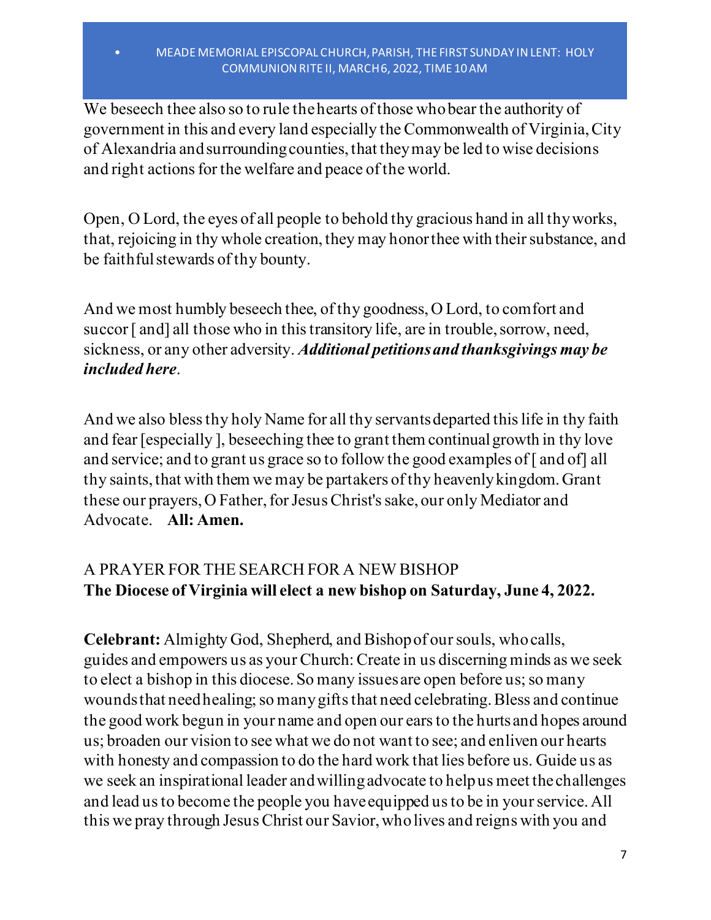We beseech thee also so to rule the hearts of those who bear the authority of government in this and every land especially the Commonwealth of Virginia, City of Alexandria and surrounding counties, that they may be led to wise decisions and right actions for the welfare and peace of the world.

Open, O Lord, the eyes of all people to behold thy gracious hand in all thy works, that, rejoicing in thy whole creation, they may honor thee with their substance, and be faithful stewards of thy bounty.

And we most humbly beseech thee, of thy goodness, O Lord, to comfort and succor [ and] all those who in this transitory life, are in trouble, sorrow, need, sickness, or any other adversity. ***Additional petitions and thanksgivings may be included here***.

And we also bless thy holy Name for all thy servants departed this life in thy faith and fear [especially ], beseeching thee to grant them continual growth in thy love and service; and to grant us grace so to follow the good examples of [ and of] all thy saints, that with them we may be partakers of thy heavenly kingdom. Grant these our prayers, O Father, for Jesus Christ's sake, our only Mediator and Advocate. **All: Amen.**

A PRAYER FOR THE SEARCH FOR A NEW BISHOP
**The Diocese of Virginia will elect a new bishop on Saturday, June 4, 2022.**

**Celebrant:** Almighty God, Shepherd, and Bishop of our souls, who calls, guides and empowers us as your Church: Create in us discerning minds as we seek to elect a bishop in this diocese. So many issues are open before us; so many wounds that need healing; so many gifts that need celebrating. Bless and continue the good work begun in your name and open our ears to the hurts and hopes around us; broaden our vision to see what we do not want to see; and enliven our hearts with honesty and compassion to do the hard work that lies before us. Guide us as we seek an inspirational leader and willing advocate to help us meet the challenges and lead us to become the people you have equipped us to be in your service. All this we pray through Jesus Christ our Savior, who lives and reigns with you and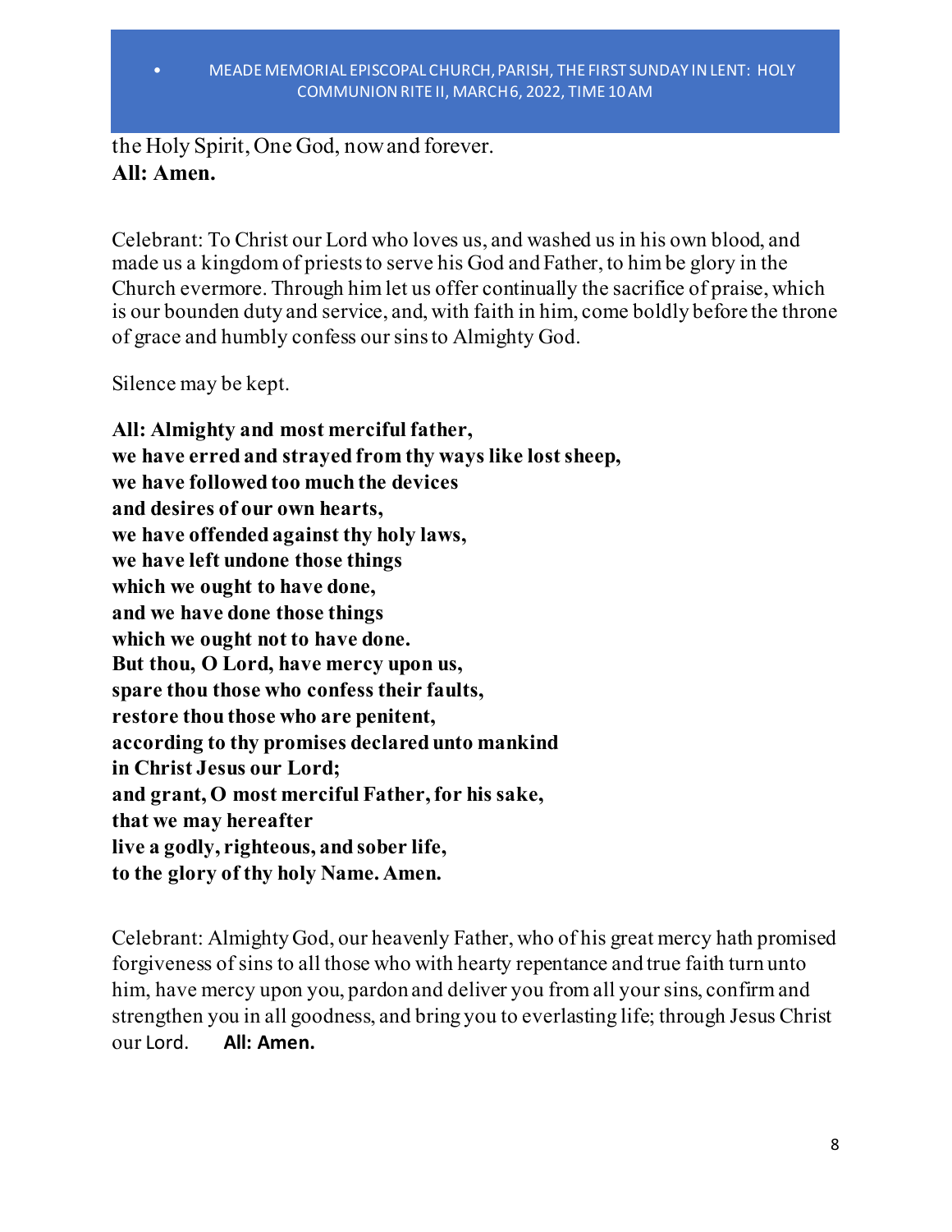the Holy Spirit, One God, now and forever.
**All: Amen.**

Celebrant: To Christ our Lord who loves us, and washed us in his own blood, and made us a kingdom of priests to serve his God and Father, to him be glory in the Church evermore. Through him let us offer continually the sacrifice of praise, which is our bounden duty and service, and, with faith in him, come boldly before the throne of grace and humbly confess our sins to Almighty God.

Silence may be kept.

**All: Almighty and most merciful father,**
**we have erred and strayed from thy ways like lost sheep,**
**we have followed too much the devices**
**and desires of our own hearts,**
**we have offended against thy holy laws,**
**we have left undone those things**
**which we ought to have done,**
**and we have done those things**
**which we ought not to have done.**
**But thou, O Lord, have mercy upon us,**
**spare thou those who confess their faults,**
**restore thou those who are penitent,**
**according to thy promises declared unto mankind**
**in Christ Jesus our Lord;**
**and grant, O most merciful Father, for his sake,**
**that we may hereafter**
**live a godly, righteous, and sober life,**
**to the glory of thy holy Name. Amen.**

Celebrant: Almighty God, our heavenly Father, who of his great mercy hath promised forgiveness of sins to all those who with hearty repentance and true faith turn unto him, have mercy upon you, pardon and deliver you from all your sins, confirm and strengthen you in all goodness, and bring you to everlasting life; through Jesus Christ our Lord. **All: Amen.**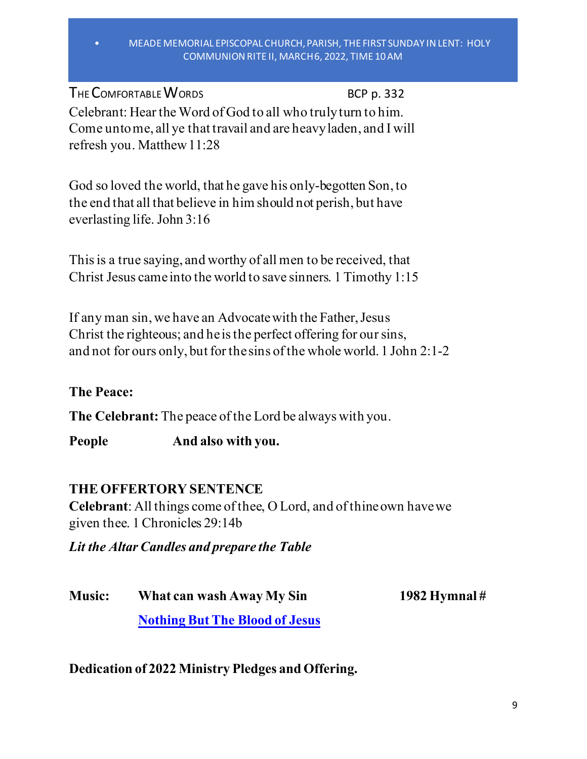THE COMFORTABLE WORDS BCP p. 332

Celebrant: Hear the Word of God to all who truly turn to him. Come unto me, all ye that travail and are heavy laden, and I will refresh you. Matthew 11:28

God so loved the world, that he gave his only-begotten Son, to the end that all that believe in him should not perish, but have everlasting life. John 3:16

This is a true saying, and worthy of all men to be received, that Christ Jesus came into the world to save sinners. 1 Timothy 1:15

If any man sin, we have an Advocate with the Father, Jesus Christ the righteous; and he is the perfect offering for our sins, and not for ours only, but for the sins of the whole world. 1 John 2:1-2

**The Peace:**

**The Celebrant:** The peace of the Lord be always with you.

**People** **And also with you.**

**THE OFFERTORY SENTENCE**

**Celebrant**: All things come of thee, O Lord, and of thine own have we given thee. 1 Chronicles 29:14b

***Lit the Altar Candles and prepare the Table***

**Music:** **What can wash Away My Sin** **1982 Hymnal #**

**Nothing But The Blood of Jesus**

**Dedication of 2022 Ministry Pledges and Offering.**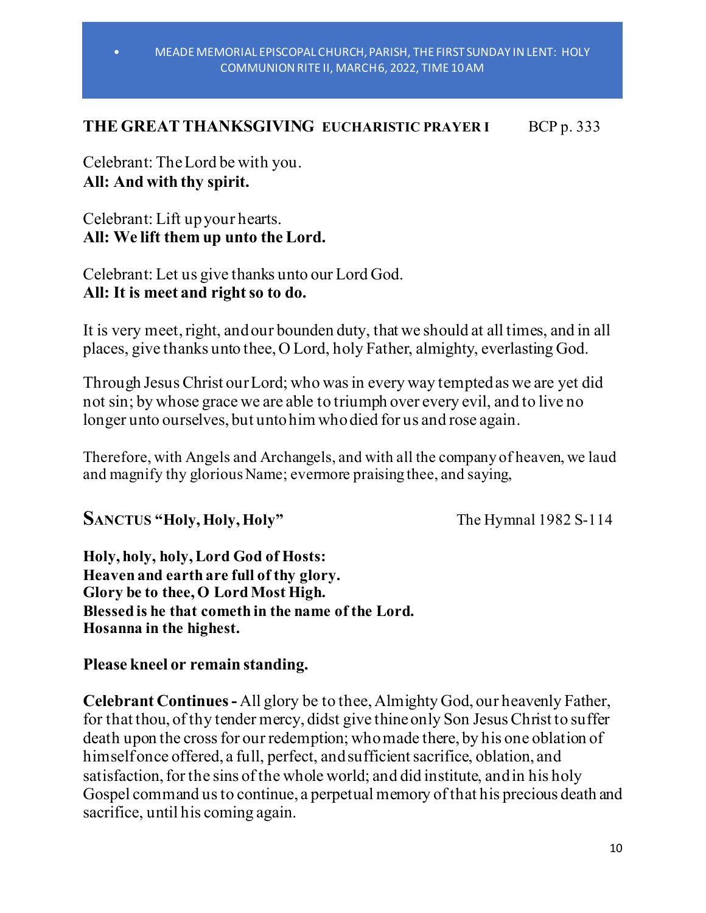## THE GREAT THANKSGIVING **EUCHARISTIC PRAYER I** BCP p. 333

Celebrant: The Lord be with you.
**All: And with thy spirit.**

Celebrant: Lift up your hearts.
**All: We lift them up unto the Lord.**

Celebrant: Let us give thanks unto our Lord God.
**All: It is meet and right so to do.**

It is very meet, right, and our bounden duty, that we should at all times, and in all places, give thanks unto thee, O Lord, holy Father, almighty, everlasting God.

Through Jesus Christ our Lord; who was in every way tempted as we are yet did not sin; by whose grace we are able to triumph over every evil, and to live no longer unto ourselves, but unto him who died for us and rose again.

Therefore, with Angels and Archangels, and with all the company of heaven, we laud and magnify thy glorious Name; evermore praising thee, and saying,

## SANCTUS "Holy, Holy, Holy" The Hymnal 1982 S-114

**Holy, holy, holy, Lord God of Hosts:**
**Heaven and earth are full of thy glory.**
**Glory be to thee, O Lord Most High.**
**Blessed is he that cometh in the name of the Lord.**
**Hosanna in the highest.**

**Please kneel or remain standing.**

**Celebrant Continues -** All glory be to thee, Almighty God, our heavenly Father, for that thou, of thy tender mercy, didst give thine only Son Jesus Christ to suffer death upon the cross for our redemption; who made there, by his one oblation of himself once offered, a full, perfect, and sufficient sacrifice, oblation, and satisfaction, for the sins of the whole world; and did institute, and in his holy Gospel command us to continue, a perpetual memory of that his precious death and sacrifice, until his coming again.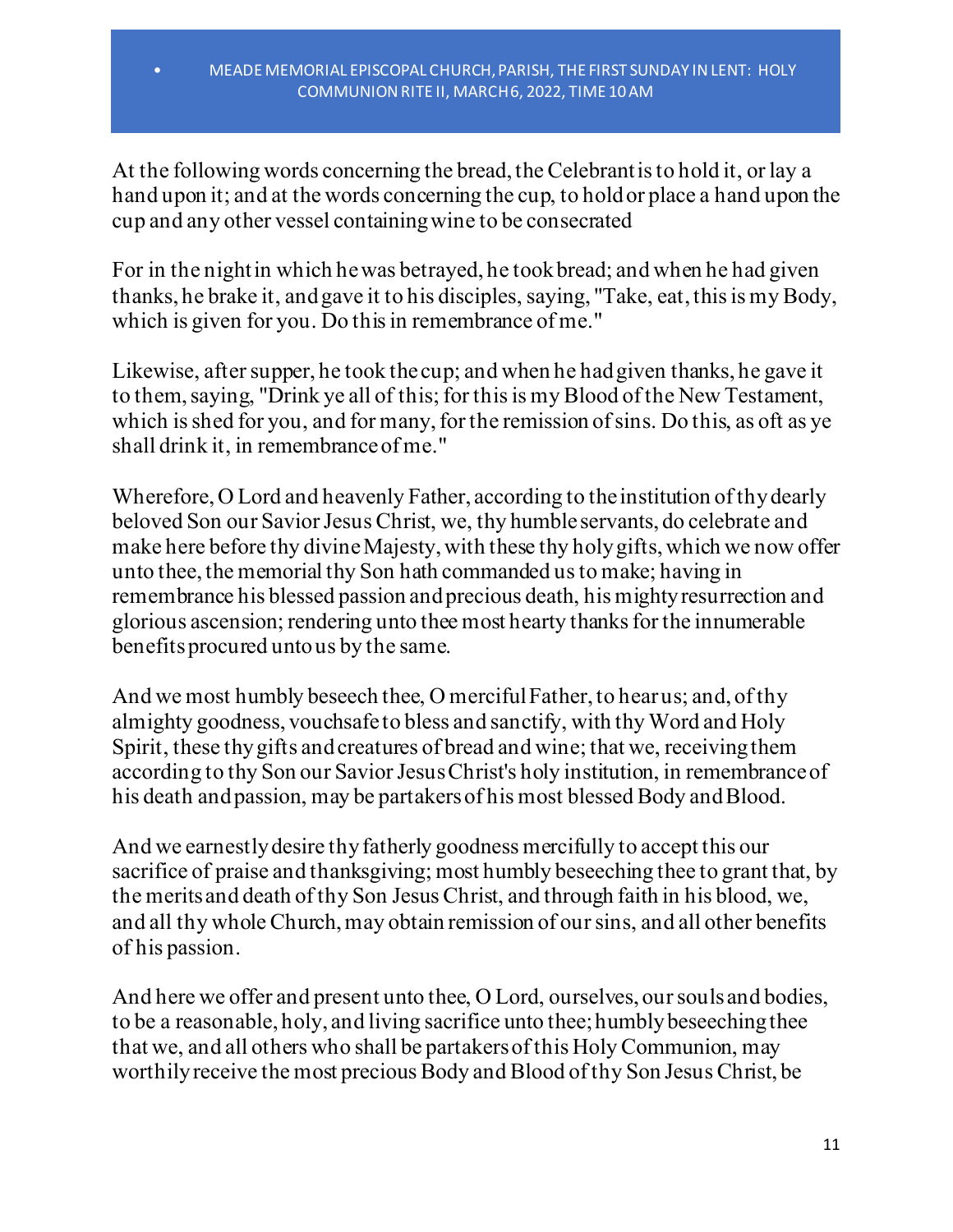At the following words concerning the bread, the Celebrant is to hold it, or lay a hand upon it; and at the words concerning the cup, to hold or place a hand upon the cup and any other vessel containing wine to be consecrated

For in the night in which he was betrayed, he took bread; and when he had given thanks, he brake it, and gave it to his disciples, saying, "Take, eat, this is my Body, which is given for you. Do this in remembrance of me."

Likewise, after supper, he took the cup; and when he had given thanks, he gave it to them, saying, "Drink ye all of this; for this is my Blood of the New Testament, which is shed for you, and for many, for the remission of sins. Do this, as oft as ye shall drink it, in remembrance of me."

Wherefore, O Lord and heavenly Father, according to the institution of thy dearly beloved Son our Savior Jesus Christ, we, thy humble servants, do celebrate and make here before thy divine Majesty, with these thy holy gifts, which we now offer unto thee, the memorial thy Son hath commanded us to make; having in remembrance his blessed passion and precious death, his mighty resurrection and glorious ascension; rendering unto thee most hearty thanks for the innumerable benefits procured unto us by the same.

And we most humbly beseech thee, O merciful Father, to hear us; and, of thy almighty goodness, vouchsafe to bless and sanctify, with thy Word and Holy Spirit, these thy gifts and creatures of bread and wine; that we, receiving them according to thy Son our Savior Jesus Christ's holy institution, in remembrance of his death and passion, may be partakers of his most blessed Body and Blood.

And we earnestly desire thy fatherly goodness mercifully to accept this our sacrifice of praise and thanksgiving; most humbly beseeching thee to grant that, by the merits and death of thy Son Jesus Christ, and through faith in his blood, we, and all thy whole Church, may obtain remission of our sins, and all other benefits of his passion.

And here we offer and present unto thee, O Lord, ourselves, our souls and bodies, to be a reasonable, holy, and living sacrifice unto thee; humbly beseeching thee that we, and all others who shall be partakers of this Holy Communion, may worthily receive the most precious Body and Blood of thy Son Jesus Christ, be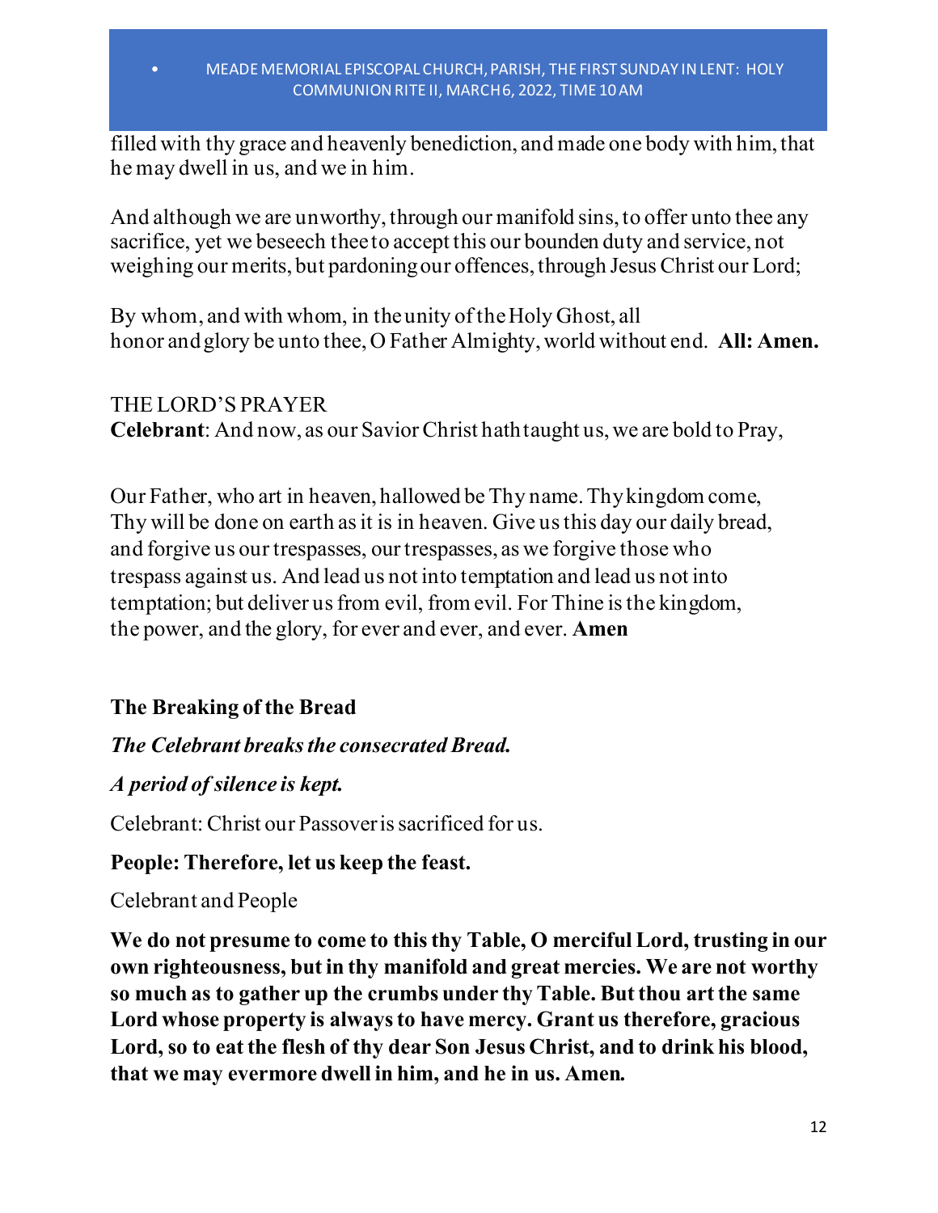filled with thy grace and heavenly benediction, and made one body with him, that he may dwell in us, and we in him.

And although we are unworthy, through our manifold sins, to offer unto thee any sacrifice, yet we beseech thee to accept this our bounden duty and service, not weighing our merits, but pardoning our offences, through Jesus Christ our Lord;

By whom, and with whom, in the unity of the Holy Ghost, all honor and glory be unto thee, O Father Almighty, world without end. **All: Amen.**

THE LORD'S PRAYER

**Celebrant**: And now, as our Savior Christ hath taught us, we are bold to Pray,

Our Father, who art in heaven, hallowed be Thy name. Thy kingdom come, Thy will be done on earth as it is in heaven. Give us this day our daily bread, and forgive us our trespasses, our trespasses, as we forgive those who trespass against us. And lead us not into temptation and lead us not into temptation; but deliver us from evil, from evil. For Thine is the kingdom, the power, and the glory, for ever and ever, and ever. **Amen**

**The Breaking of the Bread**

***The Celebrant breaks the consecrated Bread.***

***A period of silence is kept.***

Celebrant: Christ our Passover is sacrificed for us.

**People: Therefore, let us keep the feast.**

Celebrant and People

**We do not presume to come to this thy Table, O merciful Lord, trusting in our own righteousness, but in thy manifold and great mercies. We are not worthy so much as to gather up the crumbs under thy Table. But thou art the same Lord whose property is always to have mercy. Grant us therefore, gracious Lord, so to eat the flesh of thy dear Son Jesus Christ, and to drink his blood, that we may evermore dwell in him, and he in us. Amen.**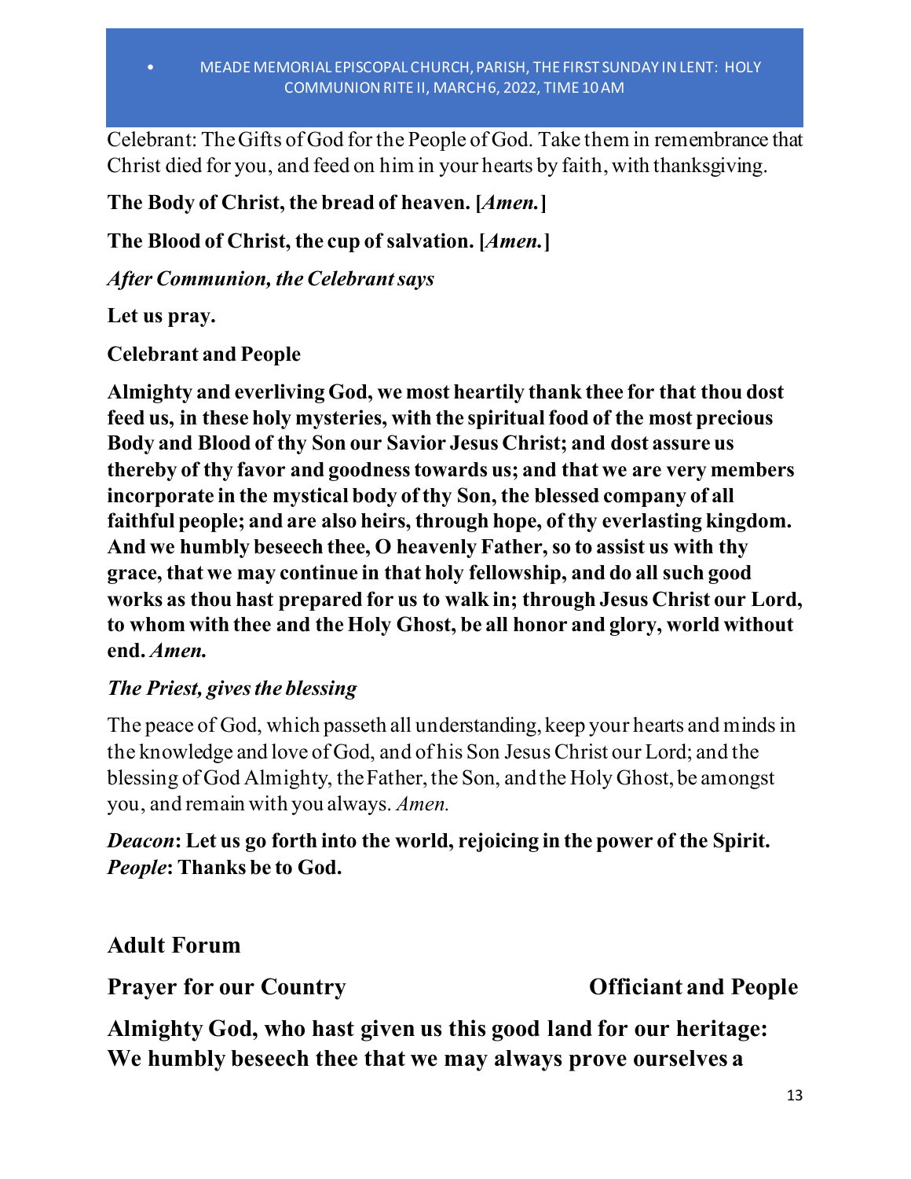Celebrant: The Gifts of God for the People of God. Take them in remembrance that Christ died for you, and feed on him in your hearts by faith, with thanksgiving.

**The Body of Christ, the bread of heaven. [*Amen.*]**

**The Blood of Christ, the cup of salvation. [*Amen.*]**

***After Communion, the Celebrant says***

**Let us pray.**

**Celebrant and People**

**Almighty and everliving God, we most heartily thank thee for that thou dost feed us, in these holy mysteries, with the spiritual food of the most precious Body and Blood of thy Son our Savior Jesus Christ; and dost assure us thereby of thy favor and goodness towards us; and that we are very members incorporate in the mystical body of thy Son, the blessed company of all faithful people; and are also heirs, through hope, of thy everlasting kingdom. And we humbly beseech thee, O heavenly Father, so to assist us with thy grace, that we may continue in that holy fellowship, and do all such good works as thou hast prepared for us to walk in; through Jesus Christ our Lord, to whom with thee and the Holy Ghost, be all honor and glory, world without end. *Amen.***

***The Priest, gives the blessing***

The peace of God, which passeth all understanding, keep your hearts and minds in the knowledge and love of God, and of his Son Jesus Christ our Lord; and the blessing of God Almighty, the Father, the Son, and the Holy Ghost, be amongst you, and remain with you always. *Amen.*

***Deacon*: Let us go forth into the world, rejoicing in the power of the Spirit.**
***People*: Thanks be to God.**

## Adult Forum

**Prayer for our Country** **Officiant and People**

**Almighty God, who hast given us this good land for our heritage: We humbly beseech thee that we may always prove ourselves a**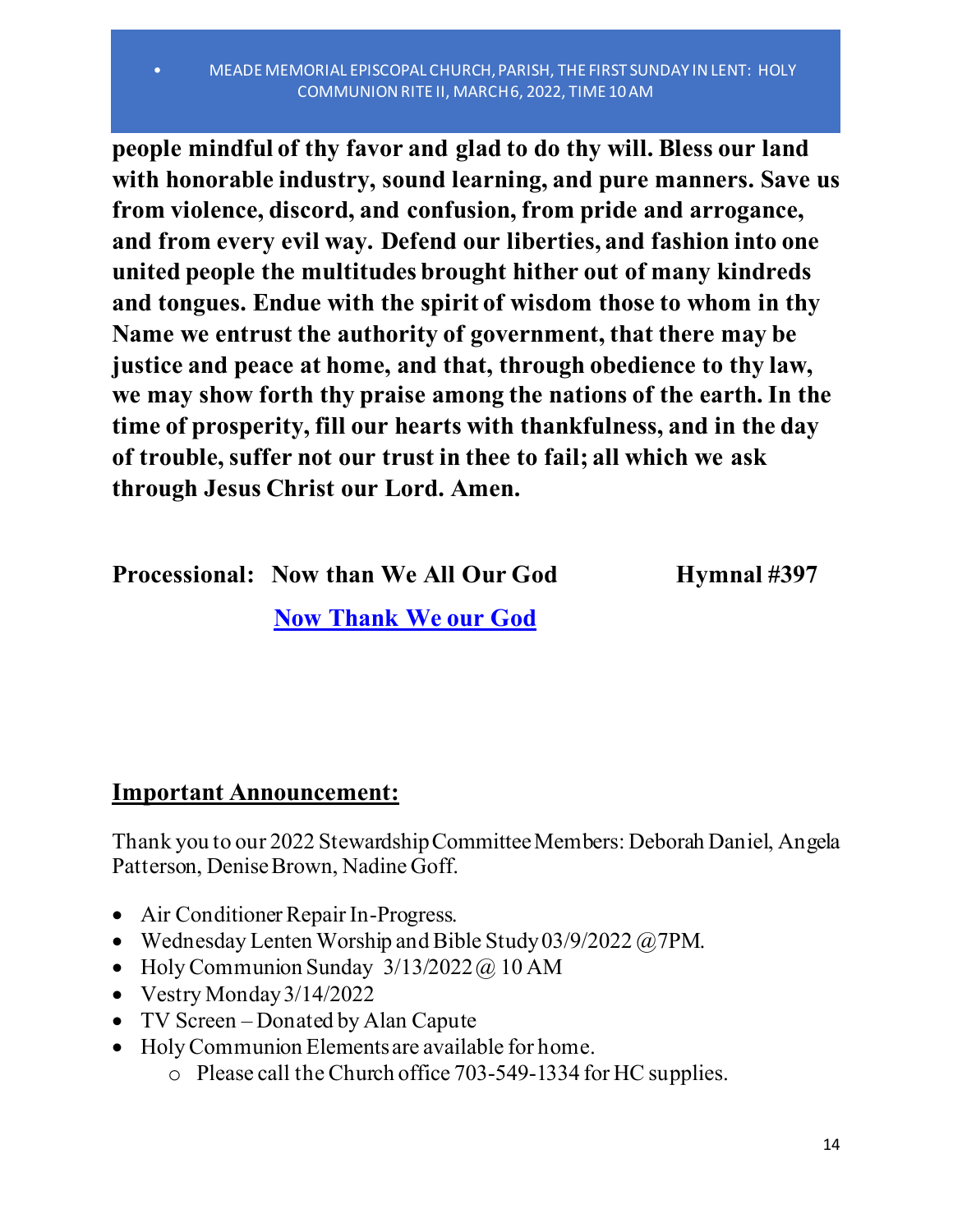**people mindful of thy favor and glad to do thy will. Bless our land with honorable industry, sound learning, and pure manners. Save us from violence, discord, and confusion, from pride and arrogance, and from every evil way. Defend our liberties, and fashion into one united people the multitudes brought hither out of many kindreds and tongues. Endue with the spirit of wisdom those to whom in thy Name we entrust the authority of government, that there may be justice and peace at home, and that, through obedience to thy law, we may show forth thy praise among the nations of the earth. In the time of prosperity, fill our hearts with thankfulness, and in the day of trouble, suffer not our trust in thee to fail; all which we ask through Jesus Christ our Lord. Amen.**

**Processional: Now than We All Our God Hymnal #397**

**[Now Thank We our God]**

## Important Announcement:

Thank you to our 2022 Stewardship Committee Members: Deborah Daniel, Angela Patterson, Denise Brown, Nadine Goff.

- Air Conditioner Repair In-Progress.
- Wednesday Lenten Worship and Bible Study 03/9/2022 @7PM.
- Holy Communion Sunday 3/13/2022 @ 10 AM
- Vestry Monday 3/14/2022
- TV Screen – Donated by Alan Capute
- Holy Communion Elements are available for home.
    - Please call the Church office 703-549-1334 for HC supplies.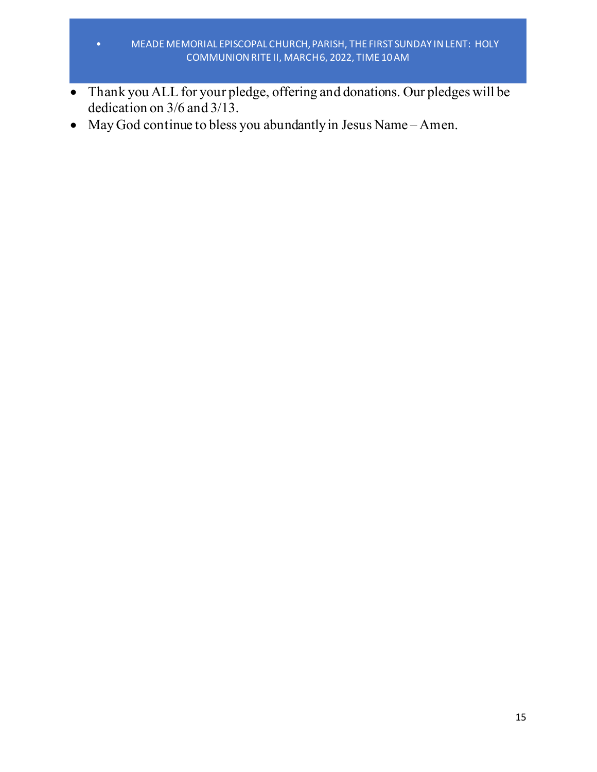- Thank you ALL for your pledge, offering and donations. Our pledges will be dedication on 3/6 and 3/13.
- May God continue to bless you abundantly in Jesus Name – Amen.